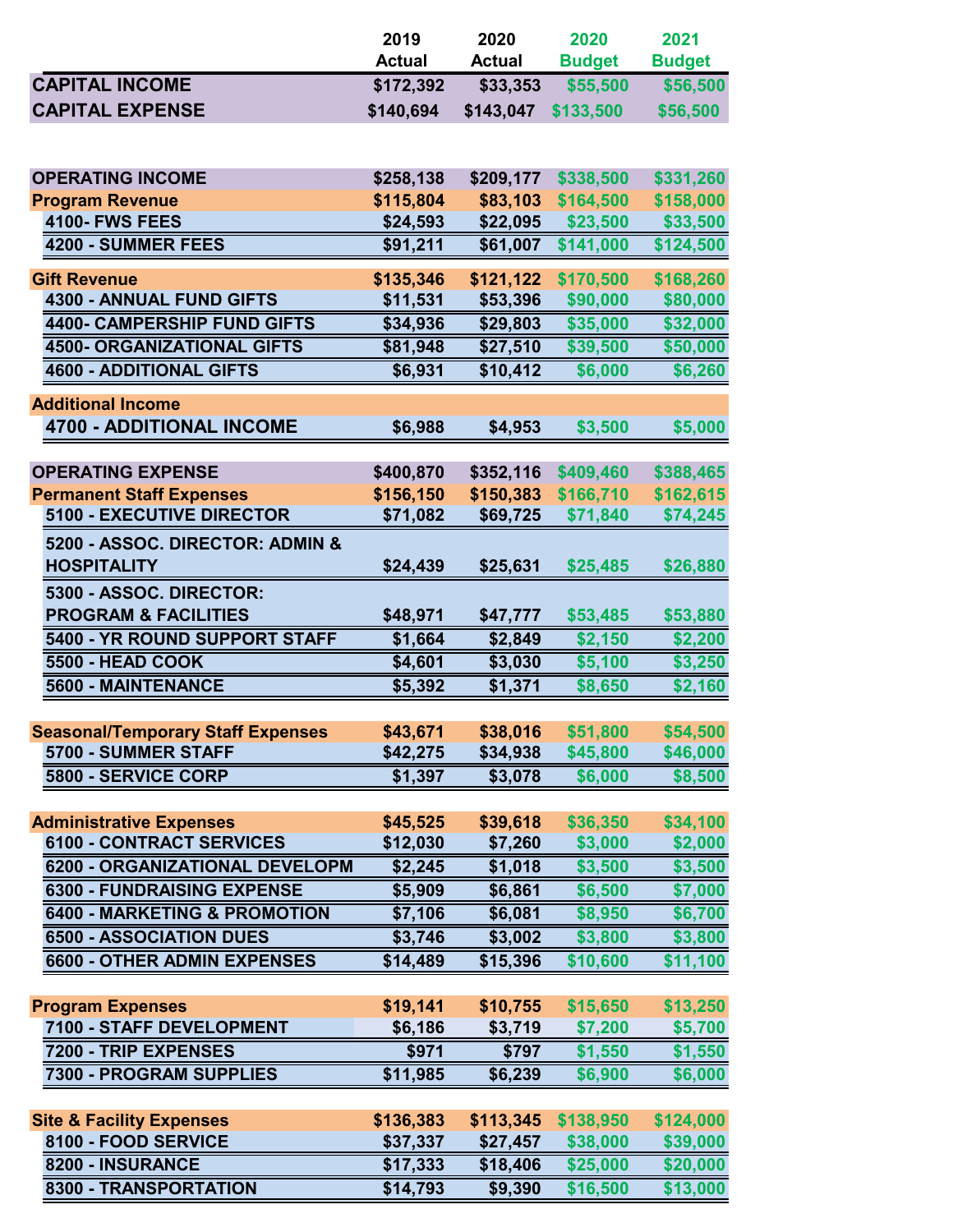| | 2019 Actual | 2020 Actual | 2020 Budget | 2021 Budget |
|---|---|---|---|---|
| **CAPITAL INCOME** | $172,392 | $33,353 | $55,500 | $56,500 |
| **CAPITAL EXPENSE** | $140,694 | $143,047 | $133,500 | $56,500 |
| | | | | |
| **OPERATING INCOME** | $258,138 | $209,177 | $338,500 | $331,260 |
| **Program Revenue** | $115,804 | $83,103 | $164,500 | $158,000 |
| 4100- FWS FEES | $24,593 | $22,095 | $23,500 | $33,500 |
| 4200 - SUMMER FEES | $91,211 | $61,007 | $141,000 | $124,500 |
| **Gift Revenue** | $135,346 | $121,122 | $170,500 | $168,260 |
| 4300 - ANNUAL FUND GIFTS | $11,531 | $53,396 | $90,000 | $80,000 |
| 4400- CAMPERSHIP FUND GIFTS | $34,936 | $29,803 | $35,000 | $32,000 |
| 4500- ORGANIZATIONAL GIFTS | $81,948 | $27,510 | $39,500 | $50,000 |
| 4600 - ADDITIONAL GIFTS | $6,931 | $10,412 | $6,000 | $6,260 |
| **Additional Income** | | | | |
| 4700 - ADDITIONAL INCOME | $6,988 | $4,953 | $3,500 | $5,000 |
| | | | | |
| **OPERATING EXPENSE** | $400,870 | $352,116 | $409,460 | $388,465 |
| **Permanent Staff Expenses** | $156,150 | $150,383 | $166,710 | $162,615 |
| 5100 - EXECUTIVE DIRECTOR | $71,082 | $69,725 | $71,840 | $74,245 |
| 5200 - ASSOC. DIRECTOR: ADMIN & HOSPITALITY | $24,439 | $25,631 | $25,485 | $26,880 |
| 5300 - ASSOC. DIRECTOR: PROGRAM & FACILITIES | $48,971 | $47,777 | $53,485 | $53,880 |
| 5400 - YR ROUND SUPPORT STAFF | $1,664 | $2,849 | $2,150 | $2,200 |
| 5500 - HEAD COOK | $4,601 | $3,030 | $5,100 | $3,250 |
| 5600 - MAINTENANCE | $5,392 | $1,371 | $8,650 | $2,160 |
| **Seasonal/Temporary Staff Expenses** | $43,671 | $38,016 | $51,800 | $54,500 |
| 5700 - SUMMER STAFF | $42,275 | $34,938 | $45,800 | $46,000 |
| 5800 - SERVICE CORP | $1,397 | $3,078 | $6,000 | $8,500 |
| **Administrative Expenses** | $45,525 | $39,618 | $36,350 | $34,100 |
| 6100 - CONTRACT SERVICES | $12,030 | $7,260 | $3,000 | $2,000 |
| 6200 - ORGANIZATIONAL DEVELOPM | $2,245 | $1,018 | $3,500 | $3,500 |
| 6300 - FUNDRAISING EXPENSE | $5,909 | $6,861 | $6,500 | $7,000 |
| 6400 - MARKETING & PROMOTION | $7,106 | $6,081 | $8,950 | $6,700 |
| 6500 - ASSOCIATION DUES | $3,746 | $3,002 | $3,800 | $3,800 |
| 6600 - OTHER ADMIN EXPENSES | $14,489 | $15,396 | $10,600 | $11,100 |
| **Program Expenses** | $19,141 | $10,755 | $15,650 | $13,250 |
| 7100 - STAFF DEVELOPMENT | $6,186 | $3,719 | $7,200 | $5,700 |
| 7200 - TRIP EXPENSES | $971 | $797 | $1,550 | $1,550 |
| 7300 - PROGRAM SUPPLIES | $11,985 | $6,239 | $6,900 | $6,000 |
| **Site & Facility Expenses** | $136,383 | $113,345 | $138,950 | $124,000 |
| 8100 - FOOD SERVICE | $37,337 | $27,457 | $38,000 | $39,000 |
| 8200 - INSURANCE | $17,333 | $18,406 | $25,000 | $20,000 |
| 8300 - TRANSPORTATION | $14,793 | $9,390 | $16,500 | $13,000 |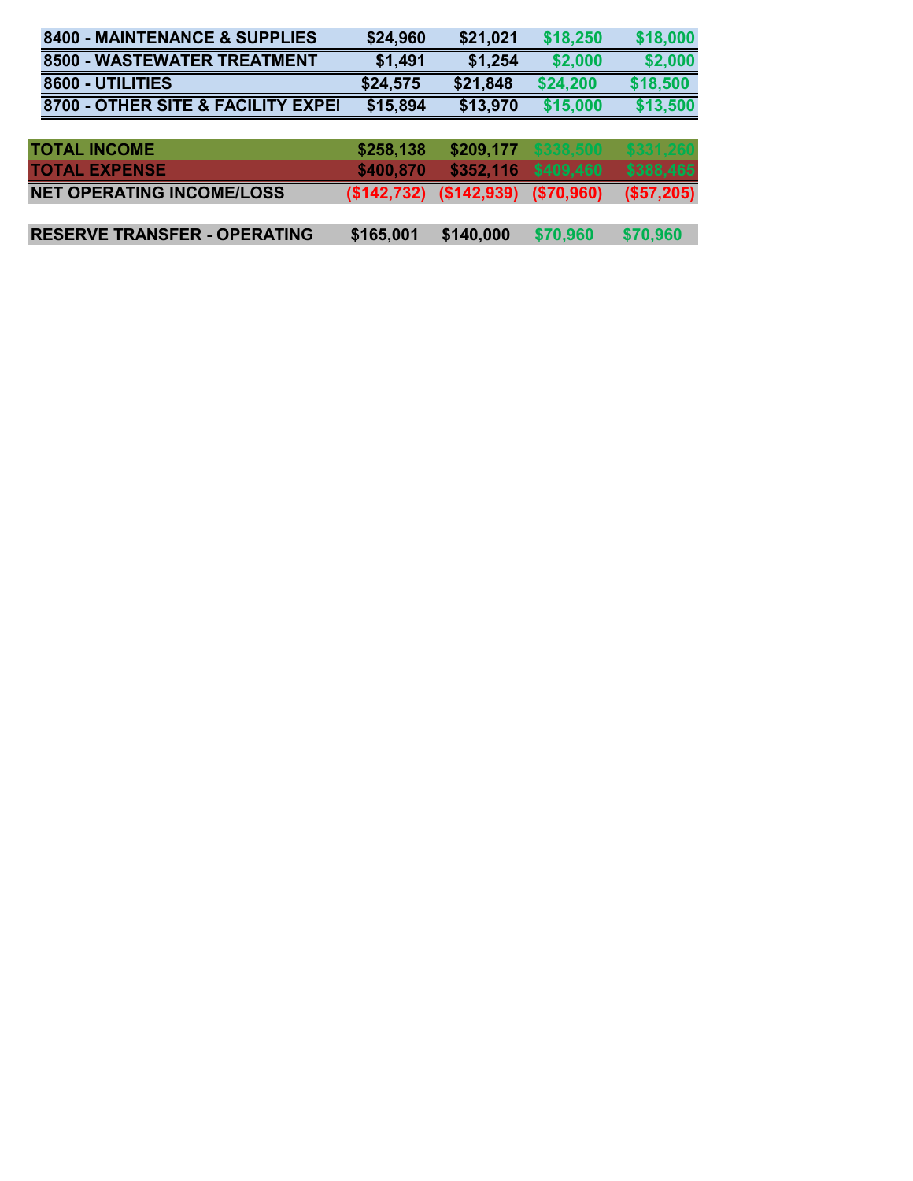| | | | | |
|---|---|---|---|---|
| 8400 - MAINTENANCE & SUPPLIES | $24,960 | $21,021 | $18,250 | $18,000 |
| 8500 - WASTEWATER TREATMENT | $1,491 | $1,254 | $2,000 | $2,000 |
| 8600 - UTILITIES | $24,575 | $21,848 | $24,200 | $18,500 |
| 8700 - OTHER SITE & FACILITY EXPEI | $15,894 | $13,970 | $15,000 | $13,500 |
| | | | | |
| TOTAL INCOME | $258,138 | $209,177 | $338,500 | $331,260 |
| TOTAL EXPENSE | $400,870 | $352,116 | $409,460 | $388,465 |
| NET OPERATING INCOME/LOSS | ($142,732) | ($142,939) | ($70,960) | ($57,205) |
| | | | | |
| RESERVE TRANSFER - OPERATING | $165,001 | $140,000 | $70,960 | $70,960 |